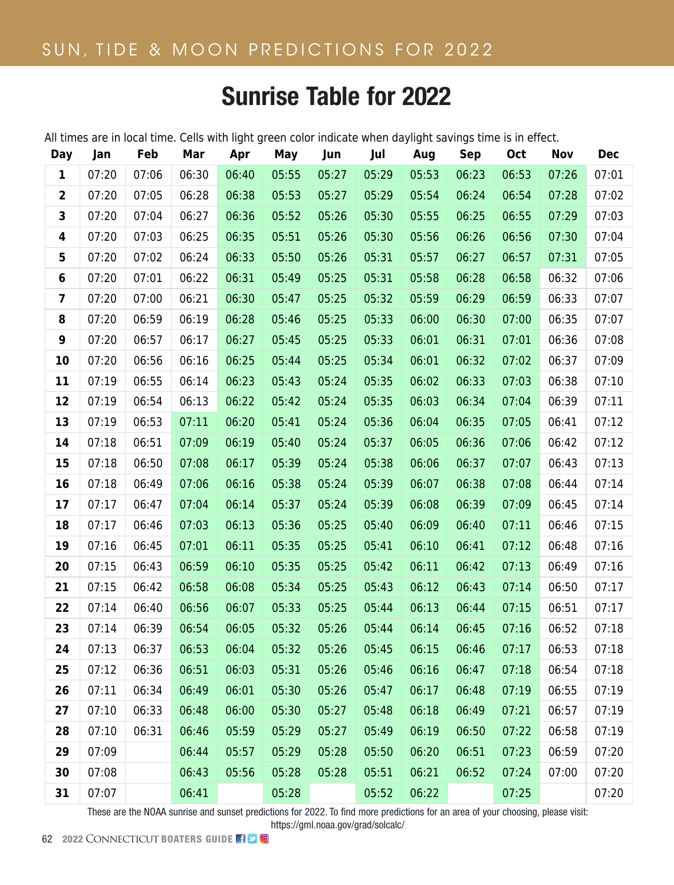SUN, TIDE & MOON PREDICTIONS FOR 2022

# Sunrise Table for 2022

All times are in local time. Cells with light green color indicate when daylight savings time is in effect.

| Day | Jan | Feb | Mar | Apr | May | Jun | Jul | Aug | Sep | Oct | Nov | Dec |
|---|---|---|---|---|---|---|---|---|---|---|---|---|
| 1 | 07:20 | 07:06 | 06:30 | 06:40 | 05:55 | 05:27 | 05:29 | 05:53 | 06:23 | 06:53 | 07:26 | 07:01 |
| 2 | 07:20 | 07:05 | 06:28 | 06:38 | 05:53 | 05:27 | 05:29 | 05:54 | 06:24 | 06:54 | 07:28 | 07:02 |
| 3 | 07:20 | 07:04 | 06:27 | 06:36 | 05:52 | 05:26 | 05:30 | 05:55 | 06:25 | 06:55 | 07:29 | 07:03 |
| 4 | 07:20 | 07:03 | 06:25 | 06:35 | 05:51 | 05:26 | 05:30 | 05:56 | 06:26 | 06:56 | 07:30 | 07:04 |
| 5 | 07:20 | 07:02 | 06:24 | 06:33 | 05:50 | 05:26 | 05:31 | 05:57 | 06:27 | 06:57 | 07:31 | 07:05 |
| 6 | 07:20 | 07:01 | 06:22 | 06:31 | 05:49 | 05:25 | 05:31 | 05:58 | 06:28 | 06:58 | 06:32 | 07:06 |
| 7 | 07:20 | 07:00 | 06:21 | 06:30 | 05:47 | 05:25 | 05:32 | 05:59 | 06:29 | 06:59 | 06:33 | 07:07 |
| 8 | 07:20 | 06:59 | 06:19 | 06:28 | 05:46 | 05:25 | 05:33 | 06:00 | 06:30 | 07:00 | 06:35 | 07:07 |
| 9 | 07:20 | 06:57 | 06:17 | 06:27 | 05:45 | 05:25 | 05:33 | 06:01 | 06:31 | 07:01 | 06:36 | 07:08 |
| 10 | 07:20 | 06:56 | 06:16 | 06:25 | 05:44 | 05:25 | 05:34 | 06:01 | 06:32 | 07:02 | 06:37 | 07:09 |
| 11 | 07:19 | 06:55 | 06:14 | 06:23 | 05:43 | 05:24 | 05:35 | 06:02 | 06:33 | 07:03 | 06:38 | 07:10 |
| 12 | 07:19 | 06:54 | 06:13 | 06:22 | 05:42 | 05:24 | 05:35 | 06:03 | 06:34 | 07:04 | 06:39 | 07:11 |
| 13 | 07:19 | 06:53 | 07:11 | 06:20 | 05:41 | 05:24 | 05:36 | 06:04 | 06:35 | 07:05 | 06:41 | 07:12 |
| 14 | 07:18 | 06:51 | 07:09 | 06:19 | 05:40 | 05:24 | 05:37 | 06:05 | 06:36 | 07:06 | 06:42 | 07:12 |
| 15 | 07:18 | 06:50 | 07:08 | 06:17 | 05:39 | 05:24 | 05:38 | 06:06 | 06:37 | 07:07 | 06:43 | 07:13 |
| 16 | 07:18 | 06:49 | 07:06 | 06:16 | 05:38 | 05:24 | 05:39 | 06:07 | 06:38 | 07:08 | 06:44 | 07:14 |
| 17 | 07:17 | 06:47 | 07:04 | 06:14 | 05:37 | 05:24 | 05:39 | 06:08 | 06:39 | 07:09 | 06:45 | 07:14 |
| 18 | 07:17 | 06:46 | 07:03 | 06:13 | 05:36 | 05:25 | 05:40 | 06:09 | 06:40 | 07:11 | 06:46 | 07:15 |
| 19 | 07:16 | 06:45 | 07:01 | 06:11 | 05:35 | 05:25 | 05:41 | 06:10 | 06:41 | 07:12 | 06:48 | 07:16 |
| 20 | 07:15 | 06:43 | 06:59 | 06:10 | 05:35 | 05:25 | 05:42 | 06:11 | 06:42 | 07:13 | 06:49 | 07:16 |
| 21 | 07:15 | 06:42 | 06:58 | 06:08 | 05:34 | 05:25 | 05:43 | 06:12 | 06:43 | 07:14 | 06:50 | 07:17 |
| 22 | 07:14 | 06:40 | 06:56 | 06:07 | 05:33 | 05:25 | 05:44 | 06:13 | 06:44 | 07:15 | 06:51 | 07:17 |
| 23 | 07:14 | 06:39 | 06:54 | 06:05 | 05:32 | 05:26 | 05:44 | 06:14 | 06:45 | 07:16 | 06:52 | 07:18 |
| 24 | 07:13 | 06:37 | 06:53 | 06:04 | 05:32 | 05:26 | 05:45 | 06:15 | 06:46 | 07:17 | 06:53 | 07:18 |
| 25 | 07:12 | 06:36 | 06:51 | 06:03 | 05:31 | 05:26 | 05:46 | 06:16 | 06:47 | 07:18 | 06:54 | 07:18 |
| 26 | 07:11 | 06:34 | 06:49 | 06:01 | 05:30 | 05:26 | 05:47 | 06:17 | 06:48 | 07:19 | 06:55 | 07:19 |
| 27 | 07:10 | 06:33 | 06:48 | 06:00 | 05:30 | 05:27 | 05:48 | 06:18 | 06:49 | 07:21 | 06:57 | 07:19 |
| 28 | 07:10 | 06:31 | 06:46 | 05:59 | 05:29 | 05:27 | 05:49 | 06:19 | 06:50 | 07:22 | 06:58 | 07:19 |
| 29 | 07:09 | | 06:44 | 05:57 | 05:29 | 05:28 | 05:50 | 06:20 | 06:51 | 07:23 | 06:59 | 07:20 |
| 30 | 07:08 | | 06:43 | 05:56 | 05:28 | 05:28 | 05:51 | 06:21 | 06:52 | 07:24 | 07:00 | 07:20 |
| 31 | 07:07 | | 06:41 | | 05:28 | | 05:52 | 06:22 | | 07:25 | | 07:20 |

These are the NOAA sunrise and sunset predictions for 2022. To find more predictions for an area of your choosing, please visit: https://gml.noaa.gov/grad/solcalc/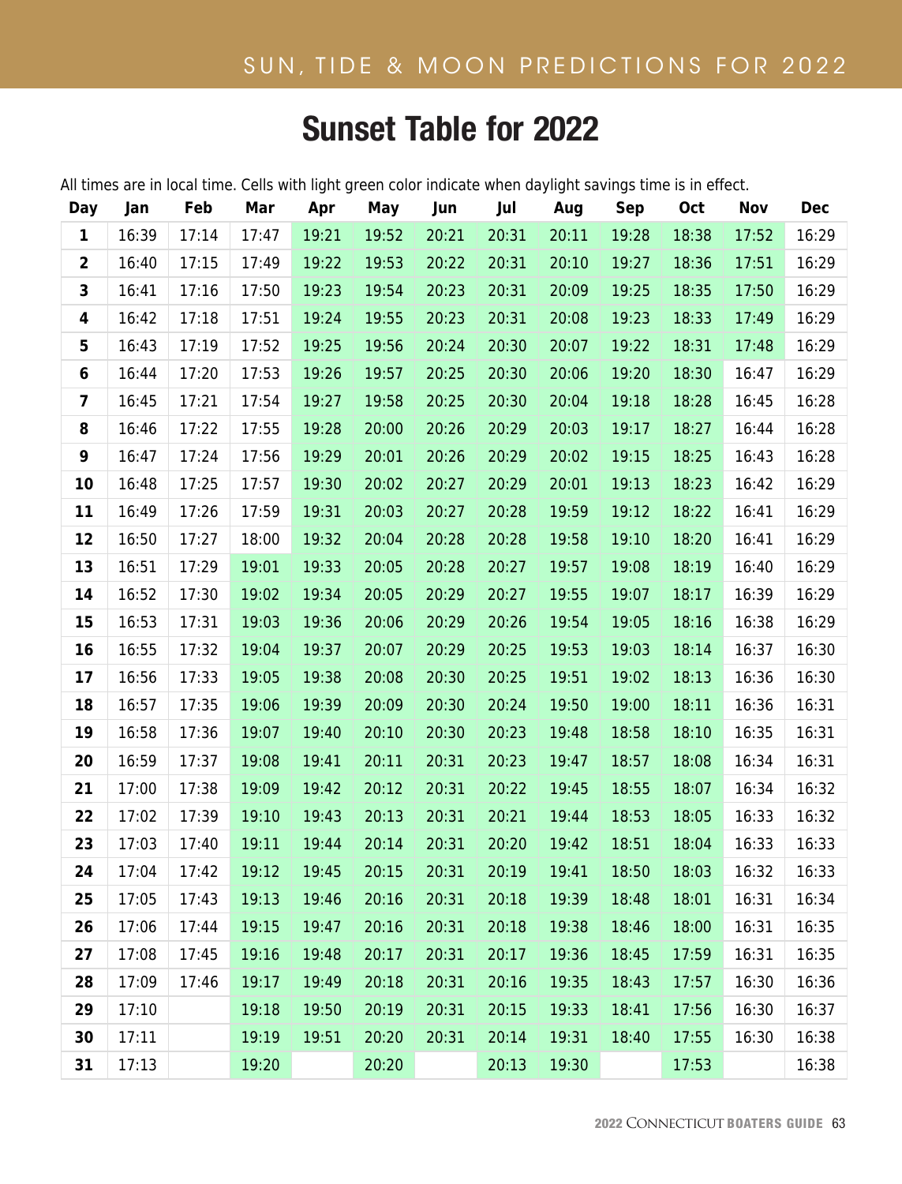# Sunset Table for 2022

All times are in local time. Cells with light green color indicate when daylight savings time is in effect.

| Day | Jan | Feb | Mar | Apr | May | Jun | Jul | Aug | Sep | Oct | Nov | Dec |
|---|---|---|---|---|---|---|---|---|---|---|---|---|
| **1** | 16:39 | 17:14 | 17:47 | 19:21 | 19:52 | 20:21 | 20:31 | 20:11 | 19:28 | 18:38 | 17:52 | 16:29 |
| **2** | 16:40 | 17:15 | 17:49 | 19:22 | 19:53 | 20:22 | 20:31 | 20:10 | 19:27 | 18:36 | 17:51 | 16:29 |
| **3** | 16:41 | 17:16 | 17:50 | 19:23 | 19:54 | 20:23 | 20:31 | 20:09 | 19:25 | 18:35 | 17:50 | 16:29 |
| **4** | 16:42 | 17:18 | 17:51 | 19:24 | 19:55 | 20:23 | 20:31 | 20:08 | 19:23 | 18:33 | 17:49 | 16:29 |
| **5** | 16:43 | 17:19 | 17:52 | 19:25 | 19:56 | 20:24 | 20:30 | 20:07 | 19:22 | 18:31 | 17:48 | 16:29 |
| **6** | 16:44 | 17:20 | 17:53 | 19:26 | 19:57 | 20:25 | 20:30 | 20:06 | 19:20 | 18:30 | 16:47 | 16:29 |
| **7** | 16:45 | 17:21 | 17:54 | 19:27 | 19:58 | 20:25 | 20:30 | 20:04 | 19:18 | 18:28 | 16:45 | 16:28 |
| **8** | 16:46 | 17:22 | 17:55 | 19:28 | 20:00 | 20:26 | 20:29 | 20:03 | 19:17 | 18:27 | 16:44 | 16:28 |
| **9** | 16:47 | 17:24 | 17:56 | 19:29 | 20:01 | 20:26 | 20:29 | 20:02 | 19:15 | 18:25 | 16:43 | 16:28 |
| **10** | 16:48 | 17:25 | 17:57 | 19:30 | 20:02 | 20:27 | 20:29 | 20:01 | 19:13 | 18:23 | 16:42 | 16:29 |
| **11** | 16:49 | 17:26 | 17:59 | 19:31 | 20:03 | 20:27 | 20:28 | 19:59 | 19:12 | 18:22 | 16:41 | 16:29 |
| **12** | 16:50 | 17:27 | 18:00 | 19:32 | 20:04 | 20:28 | 20:28 | 19:58 | 19:10 | 18:20 | 16:41 | 16:29 |
| **13** | 16:51 | 17:29 | 19:01 | 19:33 | 20:05 | 20:28 | 20:27 | 19:57 | 19:08 | 18:19 | 16:40 | 16:29 |
| **14** | 16:52 | 17:30 | 19:02 | 19:34 | 20:05 | 20:29 | 20:27 | 19:55 | 19:07 | 18:17 | 16:39 | 16:29 |
| **15** | 16:53 | 17:31 | 19:03 | 19:36 | 20:06 | 20:29 | 20:26 | 19:54 | 19:05 | 18:16 | 16:38 | 16:29 |
| **16** | 16:55 | 17:32 | 19:04 | 19:37 | 20:07 | 20:29 | 20:25 | 19:53 | 19:03 | 18:14 | 16:37 | 16:30 |
| **17** | 16:56 | 17:33 | 19:05 | 19:38 | 20:08 | 20:30 | 20:25 | 19:51 | 19:02 | 18:13 | 16:36 | 16:30 |
| **18** | 16:57 | 17:35 | 19:06 | 19:39 | 20:09 | 20:30 | 20:24 | 19:50 | 19:00 | 18:11 | 16:36 | 16:31 |
| **19** | 16:58 | 17:36 | 19:07 | 19:40 | 20:10 | 20:30 | 20:23 | 19:48 | 18:58 | 18:10 | 16:35 | 16:31 |
| **20** | 16:59 | 17:37 | 19:08 | 19:41 | 20:11 | 20:31 | 20:23 | 19:47 | 18:57 | 18:08 | 16:34 | 16:31 |
| **21** | 17:00 | 17:38 | 19:09 | 19:42 | 20:12 | 20:31 | 20:22 | 19:45 | 18:55 | 18:07 | 16:34 | 16:32 |
| **22** | 17:02 | 17:39 | 19:10 | 19:43 | 20:13 | 20:31 | 20:21 | 19:44 | 18:53 | 18:05 | 16:33 | 16:32 |
| **23** | 17:03 | 17:40 | 19:11 | 19:44 | 20:14 | 20:31 | 20:20 | 19:42 | 18:51 | 18:04 | 16:33 | 16:33 |
| **24** | 17:04 | 17:42 | 19:12 | 19:45 | 20:15 | 20:31 | 20:19 | 19:41 | 18:50 | 18:03 | 16:32 | 16:33 |
| **25** | 17:05 | 17:43 | 19:13 | 19:46 | 20:16 | 20:31 | 20:18 | 19:39 | 18:48 | 18:01 | 16:31 | 16:34 |
| **26** | 17:06 | 17:44 | 19:15 | 19:47 | 20:16 | 20:31 | 20:18 | 19:38 | 18:46 | 18:00 | 16:31 | 16:35 |
| **27** | 17:08 | 17:45 | 19:16 | 19:48 | 20:17 | 20:31 | 20:17 | 19:36 | 18:45 | 17:59 | 16:31 | 16:35 |
| **28** | 17:09 | 17:46 | 19:17 | 19:49 | 20:18 | 20:31 | 20:16 | 19:35 | 18:43 | 17:57 | 16:30 | 16:36 |
| **29** | 17:10 | | 19:18 | 19:50 | 20:19 | 20:31 | 20:15 | 19:33 | 18:41 | 17:56 | 16:30 | 16:37 |
| **30** | 17:11 | | 19:19 | 19:51 | 20:20 | 20:31 | 20:14 | 19:31 | 18:40 | 17:55 | 16:30 | 16:38 |
| **31** | 17:13 | | 19:20 | | 20:20 | | 20:13 | 19:30 | | 17:53 | | 16:38 |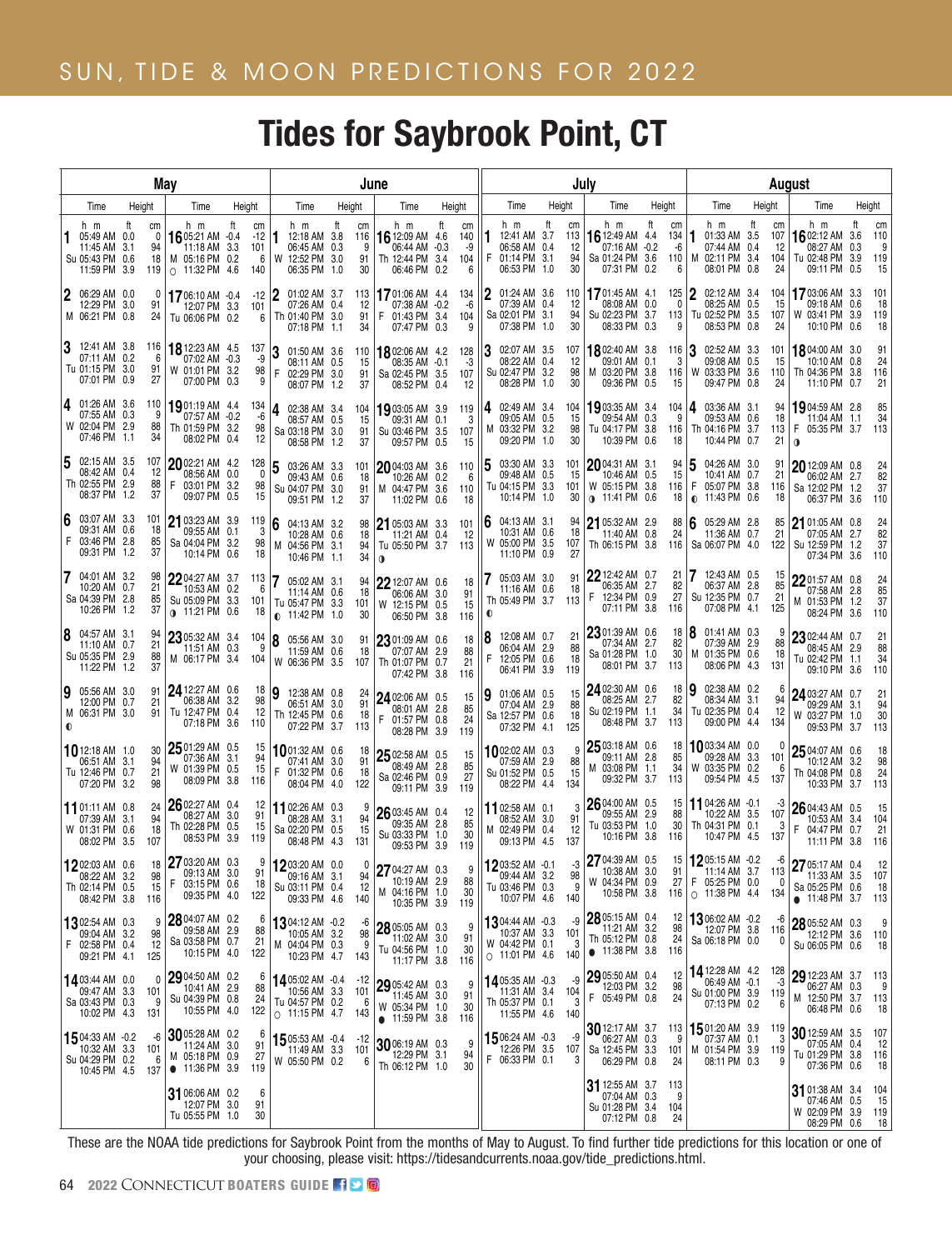# Tides for Saybrook Point, CT

## May

| Day | Time (h m) | Height (ft) | Height (cm) |
|---|---|---|---|
| 1 Su | 05:49 AM<br>11:45 AM<br>05:43 PM<br>11:59 PM | 0.0<br>3.1<br>0.6<br>3.9 | 0<br>94<br>18<br>119 |
| 2 M | 06:29 AM<br>12:29 PM<br>06:21 PM | 0.0<br>3.0<br>0.8 | 0<br>91<br>24 |
| 3 Tu | 12:41 AM<br>07:11 AM<br>01:15 PM<br>07:01 PM | 3.8<br>0.2<br>3.0<br>0.9 | 116<br>6<br>91<br>27 |
| 4 W | 01:26 AM<br>07:55 AM<br>02:04 PM<br>07:46 PM | 3.6<br>0.3<br>2.9<br>1.1 | 110<br>9<br>88<br>34 |
| 5 Th | 02:15 AM<br>08:42 AM<br>02:55 PM<br>08:37 PM | 3.5<br>0.4<br>2.9<br>1.2 | 107<br>12<br>88<br>37 |
| 6 F | 03:07 AM<br>09:31 AM<br>03:46 PM<br>09:31 PM | 3.3<br>0.6<br>2.8<br>1.2 | 101<br>18<br>85<br>37 |
| 7 Sa | 04:01 AM<br>10:20 AM<br>04:39 PM<br>10:26 PM | 3.2<br>0.7<br>2.8<br>1.2 | 98<br>21<br>85<br>37 |
| 8 Su | 04:57 AM<br>11:10 AM<br>05:35 PM<br>11:22 PM | 3.1<br>0.7<br>2.9<br>1.2 | 94<br>21<br>88<br>37 |
| 9 M ◐ | 05:56 AM<br>12:00 PM<br>06:31 PM | 3.0<br>0.7<br>3.0 | 91<br>21<br>91 |
| 10 Tu | 12:18 AM<br>06:51 AM<br>12:46 PM<br>07:20 PM | 1.0<br>3.1<br>0.7<br>3.2 | 30<br>94<br>21<br>98 |
| 11 W | 01:11 AM<br>07:39 AM<br>01:31 PM<br>08:02 PM | 0.8<br>3.1<br>0.6<br>3.5 | 24<br>94<br>18<br>107 |
| 12 Th | 02:03 AM<br>08:22 AM<br>02:14 PM<br>08:42 PM | 0.6<br>3.2<br>0.5<br>3.8 | 18<br>98<br>15<br>116 |
| 13 F | 02:54 AM<br>09:04 AM<br>02:58 PM<br>09:21 PM | 0.3<br>3.2<br>0.4<br>4.1 | 9<br>98<br>12<br>125 |
| 14 Sa | 03:44 AM<br>09:47 AM<br>03:43 PM<br>10:02 PM | 0.0<br>3.3<br>0.3<br>4.3 | 0<br>101<br>9<br>131 |
| 15 Su | 04:33 AM<br>10:32 AM<br>04:29 PM<br>10:45 PM | -0.2<br>3.3<br>0.2<br>4.5 | -6<br>101<br>6<br>137 |
| 16 M | 05:21 AM<br>11:18 AM<br>05:16 PM<br>○ 11:32 PM | -0.4<br>3.3<br>0.2<br>4.6 | -12<br>101<br>6<br>140 |
| 17 Tu | 06:10 AM<br>12:07 PM<br>06:06 PM | -0.4<br>3.3<br>0.2 | -12<br>101<br>6 |
| 18 W | 12:23 AM<br>07:02 AM<br>01:01 PM<br>07:00 PM | 4.5<br>-0.3<br>3.2<br>0.3 | 137<br>-9<br>98<br>9 |
| 19 Th | 01:19 AM<br>07:57 AM<br>01:59 PM<br>08:02 PM | 4.4<br>-0.2<br>3.2<br>0.4 | 134<br>-6<br>98<br>12 |
| 20 F | 02:21 AM<br>08:56 AM<br>03:01 PM<br>09:07 PM | 4.2<br>0.0<br>3.2<br>0.5 | 128<br>0<br>98<br>15 |
| 21 Sa | 03:23 AM<br>09:55 AM<br>04:04 PM<br>10:14 PM | 3.9<br>0.1<br>3.2<br>0.6 | 119<br>3<br>98<br>18 |
| 22 Su | 04:27 AM<br>10:53 AM<br>05:09 PM<br>◑ 11:21 PM | 3.7<br>0.2<br>3.3<br>0.6 | 113<br>6<br>101<br>18 |
| 23 M | 05:32 AM<br>11:51 AM<br>06:17 PM | 3.4<br>0.3<br>3.4 | 104<br>9<br>104 |
| 24 Tu | 12:27 AM<br>06:38 AM<br>12:47 PM<br>07:18 PM | 0.6<br>3.2<br>0.4<br>3.6 | 18<br>98<br>12<br>110 |
| 25 W | 01:29 AM<br>07:36 AM<br>01:39 PM<br>08:09 PM | 0.5<br>3.1<br>0.5<br>3.8 | 15<br>94<br>15<br>116 |
| 26 Th | 02:27 AM<br>08:27 AM<br>02:28 PM<br>08:53 PM | 0.4<br>3.0<br>0.5<br>3.9 | 12<br>91<br>15<br>119 |
| 27 F | 03:20 AM<br>09:13 AM<br>03:15 PM<br>09:35 PM | 0.3<br>3.0<br>0.6<br>4.0 | 9<br>91<br>18<br>122 |
| 28 Sa | 04:07 AM<br>09:58 AM<br>03:58 PM<br>10:15 PM | 0.2<br>2.9<br>0.7<br>4.0 | 6<br>88<br>21<br>122 |
| 29 Su | 04:50 AM<br>10:41 AM<br>04:39 PM<br>10:55 PM | 0.2<br>2.9<br>0.8<br>4.0 | 6<br>88<br>24<br>122 |
| 30 M | 05:28 AM<br>11:24 AM<br>05:18 PM<br>● 11:36 PM | 0.2<br>3.0<br>0.9<br>3.9 | 6<br>91<br>27<br>119 |
| 31 Tu | 06:06 AM<br>12:07 PM<br>05:55 PM | 0.2<br>3.0<br>1.0 | 6<br>91<br>30 |

## June

| Day | Time (h m) | Height (ft) | Height (cm) |
|---|---|---|---|
| 1 W | 12:18 AM<br>06:45 AM<br>12:52 PM<br>06:35 PM | 3.8<br>0.3<br>3.0<br>1.0 | 116<br>9<br>91<br>30 |
| 2 Th | 01:02 AM<br>07:26 AM<br>01:40 PM<br>07:18 PM | 3.7<br>0.4<br>3.0<br>1.1 | 113<br>12<br>91<br>34 |
| 3 F | 01:50 AM<br>08:11 AM<br>02:29 PM<br>08:07 PM | 3.6<br>0.5<br>3.0<br>1.2 | 110<br>15<br>91<br>37 |
| 4 Sa | 02:38 AM<br>08:57 AM<br>03:18 PM<br>08:58 PM | 3.4<br>0.5<br>3.0<br>1.2 | 104<br>15<br>91<br>37 |
| 5 Su | 03:26 AM<br>09:43 AM<br>04:07 PM<br>09:51 PM | 3.3<br>0.6<br>3.0<br>1.2 | 101<br>18<br>91<br>37 |
| 6 M | 04:13 AM<br>10:28 AM<br>04:56 PM<br>10:46 PM | 3.2<br>0.6<br>3.1<br>1.1 | 98<br>18<br>94<br>34 |
| 7 Tu | 05:02 AM<br>11:14 AM<br>05:47 PM<br>◐ 11:42 PM | 3.1<br>0.6<br>3.3<br>1.0 | 94<br>18<br>101<br>30 |
| 8 W | 05:56 AM<br>11:59 AM<br>06:36 PM | 3.0<br>0.6<br>3.5 | 91<br>18<br>107 |
| 9 Th | 12:38 AM<br>06:51 AM<br>12:45 PM<br>07:22 PM | 0.8<br>3.0<br>0.6<br>3.7 | 24<br>91<br>18<br>113 |
| 10 F | 01:32 AM<br>07:41 AM<br>01:32 PM<br>08:04 PM | 0.6<br>3.0<br>0.6<br>4.0 | 18<br>91<br>18<br>122 |
| 11 Sa | 02:26 AM<br>08:28 AM<br>02:20 PM<br>08:48 PM | 0.3<br>3.1<br>0.5<br>4.3 | 9<br>94<br>15<br>131 |
| 12 Su | 03:20 AM<br>09:16 AM<br>03:11 PM<br>09:33 PM | 0.0<br>3.1<br>0.4<br>4.6 | 0<br>94<br>12<br>140 |
| 13 M | 04:12 AM<br>10:05 AM<br>04:03 PM<br>10:23 PM | -0.2<br>3.2<br>0.3<br>4.7 | -6<br>98<br>9<br>143 |
| 14 Tu | 05:02 AM<br>10:56 AM<br>04:57 PM<br>○ 11:15 PM | -0.4<br>3.3<br>0.2<br>4.7 | -12<br>101<br>6<br>143 |
| 15 W | 05:53 AM<br>11:49 AM<br>05:50 PM | -0.4<br>3.3<br>0.2 | -12<br>101<br>6 |
| 16 Th | 12:09 AM<br>06:44 AM<br>12:44 PM<br>06:46 PM | 4.6<br>-0.3<br>3.4<br>0.2 | 140<br>-9<br>104<br>6 |
| 17 F | 01:06 AM<br>07:38 AM<br>01:43 PM<br>07:47 PM | 4.4<br>-0.2<br>3.4<br>0.3 | 134<br>-6<br>104<br>9 |
| 18 Sa | 02:06 AM<br>08:35 AM<br>02:45 PM<br>08:52 PM | 4.2<br>-0.1<br>3.5<br>0.4 | 128<br>-3<br>107<br>12 |
| 19 Su | 03:05 AM<br>09:31 AM<br>03:46 PM<br>09:57 PM | 3.9<br>0.1<br>3.5<br>0.5 | 119<br>3<br>107<br>15 |
| 20 M | 04:03 AM<br>10:26 AM<br>04:47 PM<br>11:02 PM | 3.6<br>0.2<br>3.6<br>0.6 | 110<br>6<br>110<br>18 |
| 21 Tu ◑ | 05:03 AM<br>11:21 AM<br>05:50 PM | 3.3<br>0.4<br>3.7 | 101<br>12<br>113 |
| 22 W | 12:07 AM<br>06:06 AM<br>12:15 PM<br>06:50 PM | 0.6<br>3.0<br>0.5<br>3.8 | 18<br>91<br>15<br>116 |
| 23 Th | 01:09 AM<br>07:07 AM<br>01:07 PM<br>07:42 PM | 0.6<br>2.9<br>0.7<br>3.8 | 18<br>88<br>21<br>116 |
| 24 F | 02:06 AM<br>08:01 AM<br>01:57 PM<br>08:28 PM | 0.5<br>2.8<br>0.8<br>3.9 | 15<br>85<br>24<br>119 |
| 25 Sa | 02:58 AM<br>08:49 AM<br>02:46 PM<br>09:11 PM | 0.5<br>2.8<br>0.9<br>3.9 | 15<br>85<br>27<br>119 |
| 26 Su | 03:45 AM<br>09:35 AM<br>03:33 PM<br>09:53 PM | 0.4<br>2.8<br>1.0<br>3.9 | 12<br>85<br>30<br>119 |
| 27 M | 04:27 AM<br>10:19 AM<br>04:16 PM<br>10:35 PM | 0.3<br>2.9<br>1.0<br>3.9 | 9<br>88<br>30<br>119 |
| 28 Tu | 05:05 AM<br>11:02 AM<br>04:56 PM<br>11:17 PM | 0.3<br>3.0<br>1.0<br>3.8 | 9<br>91<br>30<br>116 |
| 29 W | 05:42 AM<br>11:45 AM<br>05:34 PM<br>● 11:59 PM | 0.3<br>3.0<br>1.0<br>3.8 | 9<br>91<br>30<br>116 |
| 30 Th | 06:19 AM<br>12:29 PM<br>06:12 PM | 0.3<br>3.1<br>1.0 | 9<br>94<br>30 |

## July

| Day | Time (h m) | Height (ft) | Height (cm) |
|---|---|---|---|
| 1 F | 12:41 AM<br>06:58 AM<br>01:14 PM<br>06:53 PM | 3.7<br>0.4<br>3.1<br>1.0 | 113<br>12<br>94<br>30 |
| 2 Sa | 01:24 AM<br>07:39 AM<br>02:01 PM<br>07:38 PM | 3.6<br>0.4<br>3.1<br>1.0 | 110<br>12<br>94<br>30 |
| 3 Su | 02:07 AM<br>08:22 AM<br>02:47 PM<br>08:28 PM | 3.5<br>0.4<br>3.2<br>1.0 | 107<br>12<br>98<br>30 |
| 4 M | 02:49 AM<br>09:05 AM<br>03:32 PM<br>09:20 PM | 3.4<br>0.5<br>3.2<br>1.0 | 104<br>15<br>98<br>30 |
| 5 Tu | 03:30 AM<br>09:48 AM<br>04:15 PM<br>10:14 PM | 3.3<br>0.5<br>3.3<br>1.0 | 101<br>15<br>101<br>30 |
| 6 W | 04:13 AM<br>10:31 AM<br>05:00 PM<br>11:10 PM | 3.1<br>0.6<br>3.5<br>0.9 | 94<br>18<br>107<br>27 |
| 7 Th ◐ | 05:03 AM<br>11:16 AM<br>05:49 PM | 3.0<br>0.6<br>3.7 | 91<br>18<br>113 |
| 8 F | 12:08 AM<br>06:04 AM<br>12:05 PM<br>06:41 PM | 0.7<br>2.9<br>0.6<br>3.9 | 21<br>88<br>18<br>119 |
| 9 Sa | 01:06 AM<br>07:04 AM<br>12:57 PM<br>07:32 PM | 0.5<br>2.9<br>0.6<br>4.1 | 15<br>88<br>18<br>125 |
| 10 Su | 02:02 AM<br>07:59 AM<br>01:52 PM<br>08:22 PM | 0.3<br>2.9<br>0.5<br>4.4 | 9<br>88<br>15<br>134 |
| 11 M | 02:58 AM<br>08:52 AM<br>02:49 PM<br>09:13 PM | 0.1<br>3.0<br>0.4<br>4.5 | 3<br>91<br>12<br>137 |
| 12 Tu | 03:52 AM<br>09:44 AM<br>03:46 PM<br>10:07 PM | -0.1<br>3.2<br>0.3<br>4.6 | -3<br>98<br>9<br>140 |
| 13 W | 04:44 AM<br>10:37 AM<br>04:42 PM<br>○ 11:01 PM | -0.3<br>3.3<br>0.1<br>4.6 | -9<br>101<br>3<br>140 |
| 14 Th | 05:35 AM<br>11:31 AM<br>05:37 PM<br>11:55 PM | -0.3<br>3.4<br>0.1<br>4.6 | -9<br>104<br>3<br>140 |
| 15 F | 06:24 AM<br>12:26 PM<br>06:33 PM | -0.3<br>3.5<br>0.1 | -9<br>107<br>3 |
| 16 Sa | 12:49 AM<br>07:16 AM<br>01:24 PM<br>07:31 PM | 4.4<br>-0.2<br>3.6<br>0.2 | 134<br>-6<br>110<br>6 |
| 17 Su | 01:45 AM<br>08:08 AM<br>02:23 PM<br>08:33 PM | 4.1<br>0.0<br>3.7<br>0.3 | 125<br>0<br>113<br>9 |
| 18 M | 02:40 AM<br>09:01 AM<br>03:20 PM<br>09:36 PM | 3.8<br>0.1<br>3.8<br>0.5 | 116<br>3<br>116<br>15 |
| 19 Tu | 03:35 AM<br>09:54 AM<br>04:17 PM<br>10:39 PM | 3.4<br>0.3<br>3.8<br>0.6 | 104<br>9<br>116<br>18 |
| 20 W | 04:31 AM<br>10:46 AM<br>05:15 PM<br>◑ 11:41 PM | 3.1<br>0.5<br>3.8<br>0.6 | 94<br>15<br>116<br>18 |
| 21 Th | 05:32 AM<br>11:40 AM<br>06:15 PM | 2.9<br>0.8<br>3.8 | 88<br>24<br>116 |
| 22 F | 12:42 AM<br>06:35 AM<br>12:34 PM<br>07:11 PM | 0.7<br>2.7<br>0.9<br>3.8 | 21<br>82<br>27<br>116 |
| 23 Sa | 01:39 AM<br>07:34 AM<br>01:28 PM<br>08:01 PM | 0.6<br>2.7<br>1.0<br>3.7 | 18<br>82<br>30<br>113 |
| 24 Su | 02:30 AM<br>08:25 AM<br>02:19 PM<br>08:48 PM | 0.6<br>2.7<br>1.1<br>3.7 | 18<br>82<br>34<br>113 |
| 25 M | 03:18 AM<br>09:11 AM<br>03:08 PM<br>09:32 PM | 0.6<br>2.8<br>1.1<br>3.7 | 18<br>85<br>34<br>113 |
| 26 Tu | 04:00 AM<br>09:55 AM<br>03:53 PM<br>10:16 PM | 0.5<br>2.9<br>1.0<br>3.8 | 15<br>88<br>30<br>116 |
| 27 W | 04:39 AM<br>10:38 AM<br>04:34 PM<br>10:58 PM | 0.5<br>3.0<br>0.9<br>3.8 | 15<br>91<br>27<br>116 |
| 28 Th | 05:15 AM<br>11:21 AM<br>05:12 PM<br>● 11:38 PM | 0.4<br>3.2<br>0.8<br>3.8 | 12<br>98<br>24<br>116 |
| 29 F | 05:50 AM<br>12:03 PM<br>05:49 PM | 0.4<br>3.2<br>0.8 | 12<br>98<br>24 |
| 30 Sa | 12:17 AM<br>06:27 AM<br>12:45 PM<br>06:29 PM | 3.7<br>0.3<br>3.3<br>0.8 | 113<br>9<br>101<br>24 |
| 31 Su | 12:55 AM<br>07:04 AM<br>01:28 PM<br>07:12 PM | 3.7<br>0.3<br>3.4<br>0.8 | 113<br>9<br>104<br>24 |

## August

| Day | Time (h m) | Height (ft) | Height (cm) |
|---|---|---|---|
| 1 M | 01:33 AM<br>07:44 AM<br>02:11 PM<br>08:01 PM | 3.5<br>0.4<br>3.4<br>0.8 | 107<br>12<br>104<br>24 |
| 2 Tu | 02:12 AM<br>08:25 AM<br>02:52 PM<br>08:53 PM | 3.4<br>0.5<br>3.5<br>0.8 | 104<br>15<br>107<br>24 |
| 3 W | 02:52 AM<br>09:08 AM<br>03:33 PM<br>09:47 PM | 3.3<br>0.5<br>3.6<br>0.8 | 101<br>15<br>110<br>24 |
| 4 Th | 03:36 AM<br>09:53 AM<br>04:16 PM<br>10:44 PM | 3.1<br>0.6<br>3.7<br>0.7 | 94<br>18<br>113<br>21 |
| 5 F | 04:26 AM<br>10:41 AM<br>05:07 PM<br>◐ 11:43 PM | 3.0<br>0.7<br>3.8<br>0.6 | 91<br>21<br>116<br>18 |
| 6 Sa | 05:29 AM<br>11:36 AM<br>06:07 PM | 2.8<br>0.7<br>4.0 | 85<br>21<br>122 |
| 7 Su | 12:43 AM<br>06:37 AM<br>12:35 PM<br>07:08 PM | 0.5<br>2.8<br>0.7<br>4.1 | 15<br>85<br>21<br>125 |
| 8 M | 01:41 AM<br>07:39 AM<br>01:35 PM<br>08:06 PM | 0.3<br>2.9<br>0.6<br>4.3 | 9<br>88<br>18<br>131 |
| 9 Tu | 02:38 AM<br>08:34 AM<br>02:35 PM<br>09:00 PM | 0.2<br>3.1<br>0.4<br>4.4 | 6<br>94<br>12<br>134 |
| 10 W | 03:34 AM<br>09:28 AM<br>03:35 PM<br>09:54 PM | 0.0<br>3.3<br>0.2<br>4.5 | 0<br>101<br>6<br>137 |
| 11 Th | 04:26 AM<br>10:22 AM<br>04:31 PM<br>10:47 PM | -0.1<br>3.5<br>0.1<br>4.5 | -3<br>107<br>3<br>137 |
| 12 F | 05:15 AM<br>11:14 AM<br>05:25 PM<br>○ 11:38 PM | -0.2<br>3.7<br>0.0<br>4.4 | -6<br>113<br>0<br>134 |
| 13 Sa | 06:02 AM<br>12:07 PM<br>06:18 PM | -0.2<br>3.8<br>0.0 | -6<br>116<br>0 |
| 14 Su | 12:28 AM<br>06:49 AM<br>01:00 PM<br>07:13 PM | 4.2<br>-0.1<br>3.9<br>0.2 | 128<br>-3<br>119<br>6 |
| 15 M | 01:20 AM<br>07:37 AM<br>01:54 PM<br>08:11 PM | 3.9<br>0.1<br>3.9<br>0.3 | 119<br>3<br>119<br>9 |
| 16 Tu | 02:12 AM<br>08:27 AM<br>02:48 PM<br>09:11 PM | 3.6<br>0.3<br>3.9<br>0.5 | 110<br>9<br>119<br>15 |
| 17 W | 03:06 AM<br>09:18 AM<br>03:41 PM<br>10:10 PM | 3.3<br>0.6<br>3.9<br>0.6 | 101<br>18<br>119<br>18 |
| 18 Th | 04:00 AM<br>10:10 AM<br>04:36 PM<br>11:10 PM | 3.0<br>0.8<br>3.8<br>0.7 | 91<br>24<br>116<br>21 |
| 19 F ◑ | 04:59 AM<br>11:04 AM<br>05:35 PM | 2.8<br>1.1<br>3.7 | 85<br>34<br>113 |
| 20 Sa | 12:09 AM<br>06:02 AM<br>12:02 PM<br>06:37 PM | 0.8<br>2.7<br>1.2<br>3.6 | 24<br>82<br>37<br>110 |
| 21 Su | 01:05 AM<br>07:05 AM<br>12:59 PM<br>07:34 PM | 0.8<br>2.7<br>1.2<br>3.6 | 24<br>82<br>37<br>110 |
| 22 M | 01:57 AM<br>07:58 AM<br>01:53 PM<br>08:24 PM | 0.8<br>2.8<br>1.2<br>3.6 | 24<br>85<br>37<br>110 |
| 23 Tu | 02:44 AM<br>08:45 AM<br>02:42 PM<br>09:10 PM | 0.7<br>2.9<br>1.1<br>3.6 | 21<br>88<br>34<br>110 |
| 24 W | 03:27 AM<br>09:29 AM<br>03:27 PM<br>09:53 PM | 0.7<br>3.1<br>1.0<br>3.7 | 21<br>94<br>30<br>113 |
| 25 Th | 04:07 AM<br>10:12 AM<br>04:08 PM<br>10:33 PM | 0.6<br>3.2<br>0.8<br>3.7 | 18<br>98<br>24<br>113 |
| 26 F | 04:43 AM<br>10:53 AM<br>04:47 PM<br>11:11 PM | 0.5<br>3.4<br>0.7<br>3.8 | 15<br>104<br>21<br>116 |
| 27 Sa | 05:17 AM<br>11:33 AM<br>05:25 PM<br>● 11:48 PM | 0.4<br>3.5<br>0.6<br>3.7 | 12<br>107<br>18<br>113 |
| 28 Su | 05:52 AM<br>12:12 PM<br>06:05 PM | 0.3<br>3.6<br>0.6 | 9<br>110<br>18 |
| 29 M | 12:23 AM<br>06:27 AM<br>12:50 PM<br>06:48 PM | 3.7<br>0.3<br>3.7<br>0.6 | 113<br>9<br>113<br>18 |
| 30 Tu | 12:59 AM<br>07:05 AM<br>01:29 PM<br>07:36 PM | 3.5<br>0.4<br>3.8<br>0.6 | 107<br>12<br>116<br>18 |
| 31 W | 01:38 AM<br>07:46 AM<br>02:09 PM<br>08:29 PM | 3.4<br>0.5<br>3.9<br>0.6 | 104<br>15<br>119<br>18 |

These are the NOAA tide predictions for Saybrook Point from the months of May to August. To find further tide predictions for this location or one of your choosing, please visit: https://tidesandcurrents.noaa.gov/tide_predictions.html.